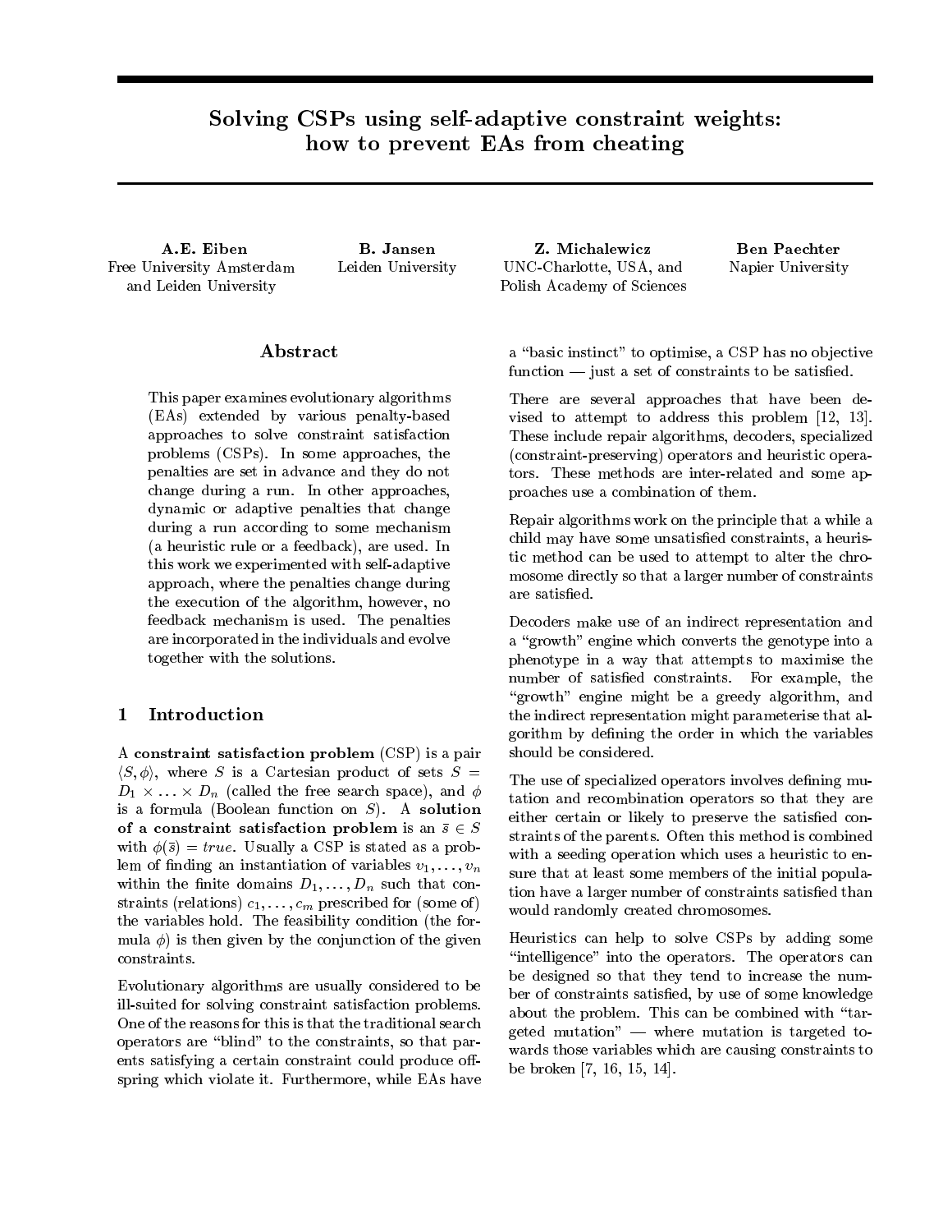# Solving CSPs using self-adaptive constraint weights: how to prevent EAs from cheating

**A.E. Eiben**
Free University Amsterdam and Leiden University

**B. Jansen**
Leiden University

**Z. Michalewicz**
UNC-Charlotte, USA, and Polish Academy of Sciences

**Ben Paechter**
Napier University

## Abstract

This paper examines evolutionary algorithms (EAs) extended by various penalty-based approaches to solve constraint satisfaction problems (CSPs). In some approaches, the penalties are set in advance and they do not change during a run. In other approaches, dynamic or adaptive penalties that change during a run according to some mechanism (a heuristic rule or a feedback), are used. In this work we experimented with self-adaptive approach, where the penalties change during the execution of the algorithm, however, no feedback mechanism is used. The penalties are incorporated in the individuals and evolve together with the solutions.

## 1 Introduction

A **constraint satisfaction problem** (CSP) is a pair $\langle S, \phi \rangle$, where $S$ is a Cartesian product of sets $S = D_1 \times \ldots \times D_n$ (called the free search space), and $\phi$ is a formula (Boolean function on $S$). A **solution of a constraint satisfaction problem** is an $\bar{s} \in S$ with $\phi(\bar{s}) = true$. Usually a CSP is stated as a problem of finding an instantiation of variables $v_1, \ldots, v_n$ within the finite domains $D_1, \ldots, D_n$ such that constraints (relations) $c_1, \ldots, c_m$ prescribed for (some of) the variables hold. The feasibility condition (the formula $\phi$) is then given by the conjunction of the given constraints.

Evolutionary algorithms are usually considered to be ill-suited for solving constraint satisfaction problems. One of the reasons for this is that the traditional search operators are "blind" to the constraints, so that parents satisfying a certain constraint could produce offspring which violate it. Furthermore, while EAs have a "basic instinct" to optimise, a CSP has no objective function — just a set of constraints to be satisfied.

There are several approaches that have been devised to attempt to address this problem [12, 13]. These include repair algorithms, decoders, specialized (constraint-preserving) operators and heuristic operators. These methods are inter-related and some approaches use a combination of them.

Repair algorithms work on the principle that a while a child may have some unsatisfied constraints, a heuristic method can be used to attempt to alter the chromosome directly so that a larger number of constraints are satisfied.

Decoders make use of an indirect representation and a "growth" engine which converts the genotype into a phenotype in a way that attempts to maximise the number of satisfied constraints. For example, the "growth" engine might be a greedy algorithm, and the indirect representation might parameterise that algorithm by defining the order in which the variables should be considered.

The use of specialized operators involves defining mutation and recombination operators so that they are either certain or likely to preserve the satisfied constraints of the parents. Often this method is combined with a seeding operation which uses a heuristic to ensure that at least some members of the initial population have a larger number of constraints satisfied than would randomly created chromosomes.

Heuristics can help to solve CSPs by adding some "intelligence" into the operators. The operators can be designed so that they tend to increase the number of constraints satisfied, by use of some knowledge about the problem. This can be combined with "targeted mutation" — where mutation is targeted towards those variables which are causing constraints to be broken [7, 16, 15, 14].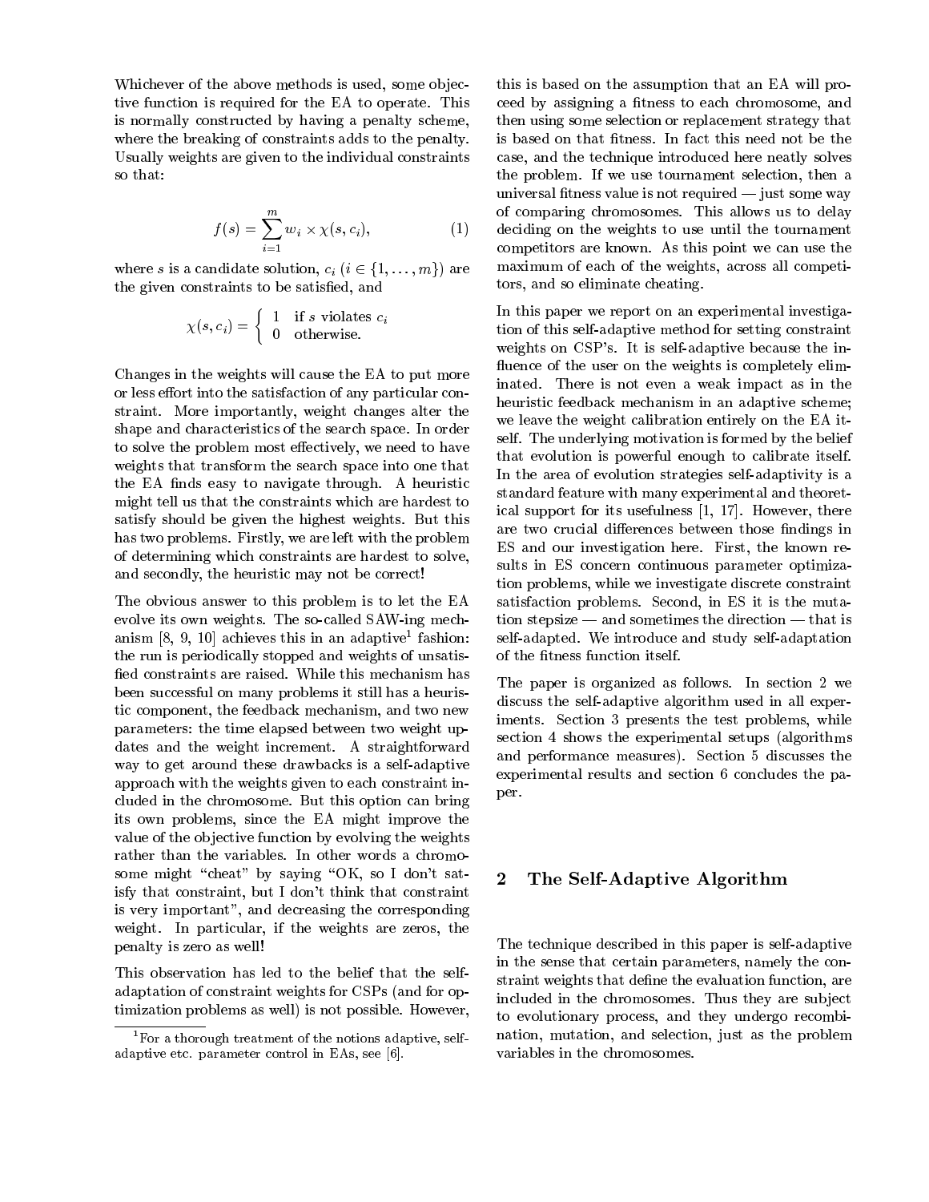Whichever of the above methods is used, some objective function is required for the EA to operate. This is normally constructed by having a penalty scheme, where the breaking of constraints adds to the penalty. Usually weights are given to the individual constraints so that:

$$f(s) = \sum_{i=1}^{m} w_i \times \chi(s, c_i), \tag{1}$$

where $s$ is a candidate solution, $c_i$ ($i \in \{1, \ldots, m\}$) are the given constraints to be satisfied, and

$$\chi(s, c_i) = \begin{cases} 1 & \text{if } s \text{ violates } c_i \\ 0 & \text{otherwise.} \end{cases}$$

Changes in the weights will cause the EA to put more or less effort into the satisfaction of any particular constraint. More importantly, weight changes alter the shape and characteristics of the search space. In order to solve the problem most effectively, we need to have weights that transform the search space into one that the EA finds easy to navigate through. A heuristic might tell us that the constraints which are hardest to satisfy should be given the highest weights. But this has two problems. Firstly, we are left with the problem of determining which constraints are hardest to solve, and secondly, the heuristic may not be correct!

The obvious answer to this problem is to let the EA evolve its own weights. The so-called SAW-ing mechanism [8, 9, 10] achieves this in an adaptive[1] fashion: the run is periodically stopped and weights of unsatisfied constraints are raised. While this mechanism has been successful on many problems it still has a heuristic component, the feedback mechanism, and two new parameters: the time elapsed between two weight updates and the weight increment. A straightforward way to get around these drawbacks is a self-adaptive approach with the weights given to each constraint included in the chromosome. But this option can bring its own problems, since the EA might improve the value of the objective function by evolving the weights rather than the variables. In other words a chromosome might "cheat" by saying "OK, so I don't satisfy that constraint, but I don't think that constraint is very important", and decreasing the corresponding weight. In particular, if the weights are zeros, the penalty is zero as well!

This observation has led to the belief that the self-adaptation of constraint weights for CSPs (and for optimization problems as well) is not possible. However, this is based on the assumption that an EA will proceed by assigning a fitness to each chromosome, and then using some selection or replacement strategy that is based on that fitness. In fact this need not be the case, and the technique introduced here neatly solves the problem. If we use tournament selection, then a universal fitness value is not required — just some way of comparing chromosomes. This allows us to delay deciding on the weights to use until the tournament competitors are known. As this point we can use the maximum of each of the weights, across all competitors, and so eliminate cheating.

In this paper we report on an experimental investigation of this self-adaptive method for setting constraint weights on CSP's. It is self-adaptive because the influence of the user on the weights is completely eliminated. There is not even a weak impact as in the heuristic feedback mechanism in an adaptive scheme; we leave the weight calibration entirely on the EA itself. The underlying motivation is formed by the belief that evolution is powerful enough to calibrate itself. In the area of evolution strategies self-adaptivity is a standard feature with many experimental and theoretical support for its usefulness [1, 17]. However, there are two crucial differences between those findings in ES and our investigation here. First, the known results in ES concern continuous parameter optimization problems, while we investigate discrete constraint satisfaction problems. Second, in ES it is the mutation stepsize — and sometimes the direction — that is self-adapted. We introduce and study self-adaptation of the fitness function itself.

The paper is organized as follows. In section 2 we discuss the self-adaptive algorithm used in all experiments. Section 3 presents the test problems, while section 4 shows the experimental setups (algorithms and performance measures). Section 5 discusses the experimental results and section 6 concludes the paper.

## 2 The Self-Adaptive Algorithm

The technique described in this paper is self-adaptive in the sense that certain parameters, namely the constraint weights that define the evaluation function, are included in the chromosomes. Thus they are subject to evolutionary process, and they undergo recombination, mutation, and selection, just as the problem variables in the chromosomes.

[1] For a thorough treatment of the notions adaptive, self-adaptive etc. parameter control in EAs, see [6].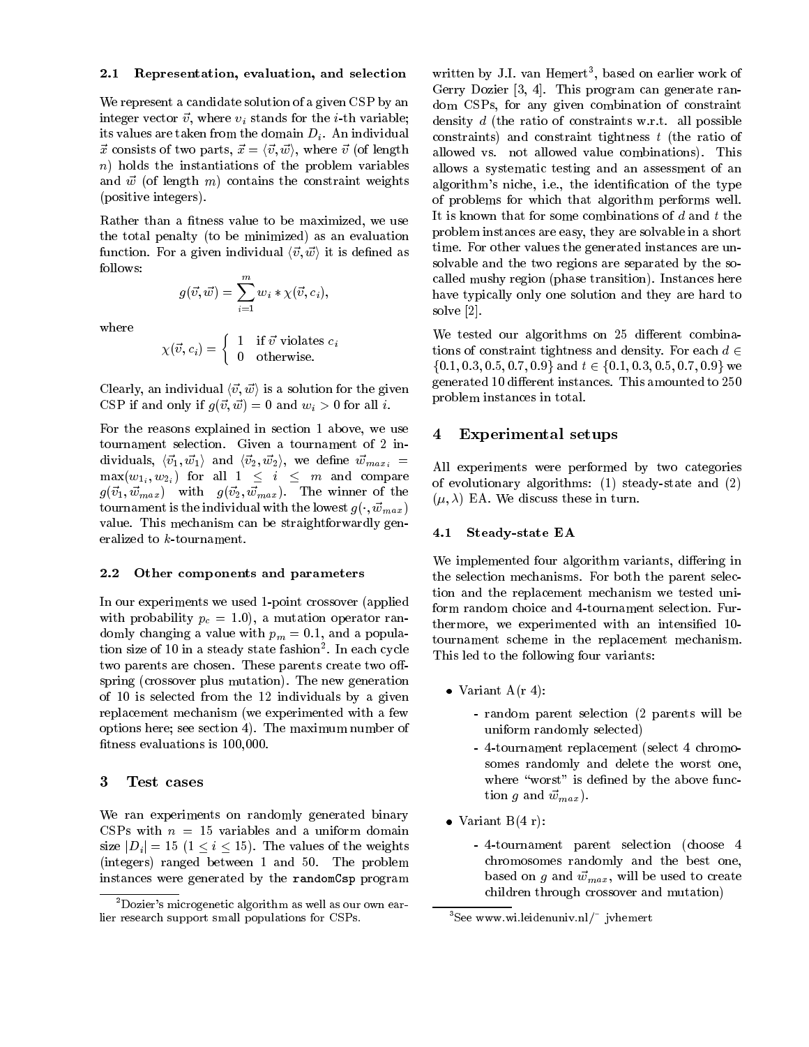### 2.1 Representation, evaluation, and selection

We represent a candidate solution of a given CSP by an integer vector $\vec{v}$, where $v_i$ stands for the $i$-th variable; its values are taken from the domain $D_i$. An individual $\vec{x}$ consists of two parts, $\vec{x} = \langle \vec{v}, \vec{w} \rangle$, where $\vec{v}$ (of length $n$) holds the instantiations of the problem variables and $\vec{w}$ (of length $m$) contains the constraint weights (positive integers).

Rather than a fitness value to be maximized, we use the total penalty (to be minimized) as an evaluation function. For a given individual $\langle \vec{v}, \vec{w} \rangle$ it is defined as follows:

$$g(\vec{v}, \vec{w}) = \sum_{i=1}^{m} w_i * \chi(\vec{v}, c_i),$$

where

$$\chi(\vec{v}, c_i) = \begin{cases} 1 & \text{if } \vec{v} \text{ violates } c_i \\ 0 & \text{otherwise.} \end{cases}$$

Clearly, an individual $\langle \vec{v}, \vec{w} \rangle$ is a solution for the given CSP if and only if $g(\vec{v}, \vec{w}) = 0$ and $w_i > 0$ for all $i$.

For the reasons explained in section 1 above, we use tournament selection. Given a tournament of 2 individuals, $\langle \vec{v}_1, \vec{w}_1 \rangle$ and $\langle \vec{v}_2, \vec{w}_2 \rangle$, we define $\vec{w}_{max_i} = \max(w_{1_i}, w_{2_i})$ for all $1 \leq i \leq m$ and compare $g(\vec{v}_1, \vec{w}_{max})$ with $g(\vec{v}_2, \vec{w}_{max})$. The winner of the tournament is the individual with the lowest $g(\cdot, \vec{w}_{max})$ value. This mechanism can be straightforwardly generalized to $k$-tournament.

### 2.2 Other components and parameters

In our experiments we used 1-point crossover (applied with probability $p_c = 1.0$), a mutation operator randomly changing a value with $p_m = 0.1$, and a population size of 10 in a steady state fashion[2]. In each cycle two parents are chosen. These parents create two offspring (crossover plus mutation). The new generation of 10 is selected from the 12 individuals by a given replacement mechanism (we experimented with a few options here; see section 4). The maximum number of fitness evaluations is 100,000.

## 3 Test cases

We ran experiments on randomly generated binary CSPs with $n = 15$ variables and a uniform domain size $|D_i| = 15$ $(1 \leq i \leq 15)$. The values of the weights (integers) ranged between 1 and 50. The problem instances were generated by the `randomCsp` program written by J.I. van Hemert[3], based on earlier work of Gerry Dozier [3, 4]. This program can generate random CSPs, for any given combination of constraint density $d$ (the ratio of constraints w.r.t. all possible constraints) and constraint tightness $t$ (the ratio of allowed vs. not allowed value combinations). This allows a systematic testing and an assessment of an algorithm's niche, i.e., the identification of the type of problems for which that algorithm performs well. It is known that for some combinations of $d$ and $t$ the problem instances are easy, they are solvable in a short time. For other values the generated instances are unsolvable and the two regions are separated by the so-called mushy region (phase transition). Instances here have typically only one solution and they are hard to solve [2].

We tested our algorithms on 25 different combinations of constraint tightness and density. For each $d \in \{0.1, 0.3, 0.5, 0.7, 0.9\}$ and $t \in \{0.1, 0.3, 0.5, 0.7, 0.9\}$ we generated 10 different instances. This amounted to 250 problem instances in total.

## 4 Experimental setups

All experiments were performed by two categories of evolutionary algorithms: (1) steady-state and (2) $(\mu, \lambda)$ EA. We discuss these in turn.

### 4.1 Steady-state EA

We implemented four algorithm variants, differing in the selection mechanisms. For both the parent selection and the replacement mechanism we tested uniform random choice and 4-tournament selection. Furthermore, we experimented with an intensified 10-tournament scheme in the replacement mechanism. This led to the following four variants:

- Variant A(r 4):
  - random parent selection (2 parents will be uniform randomly selected)
  - 4-tournament replacement (select 4 chromosomes randomly and delete the worst one, where "worst" is defined by the above function $g$ and $\vec{w}_{max}$).
- Variant B(4 r):
  - 4-tournament parent selection (choose 4 chromosomes randomly and the best one, based on $g$ and $\vec{w}_{max}$, will be used to create children through crossover and mutation)

[2] Dozier's microgenetic algorithm as well as our own earlier research support small populations for CSPs.

[3] See www.wi.leidenuniv.nl/~ jvhemert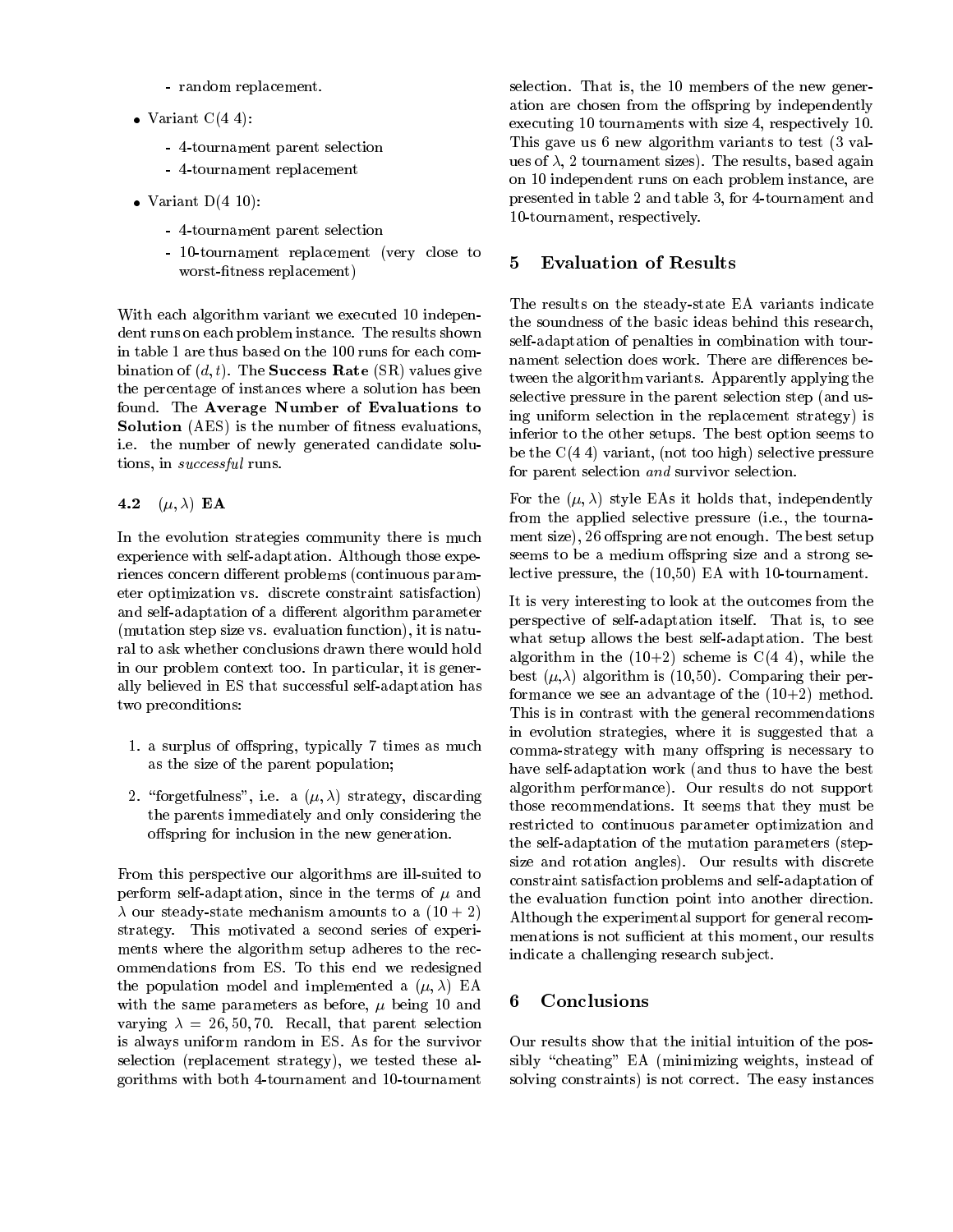- random replacement.

- Variant C(4 4):
  - 4-tournament parent selection
  - 4-tournament replacement
- Variant D(4 10):
  - 4-tournament parent selection
  - 10-tournament replacement (very close to worst-fitness replacement)

With each algorithm variant we executed 10 independent runs on each problem instance. The results shown in table 1 are thus based on the 100 runs for each combination of $(d, t)$. The **Success Rate** (SR) values give the percentage of instances where a solution has been found. The **Average Number of Evaluations to Solution** (AES) is the number of fitness evaluations, i.e. the number of newly generated candidate solutions, in *successful* runs.

### 4.2 $(\mu, \lambda)$ EA

In the evolution strategies community there is much experience with self-adaptation. Although those experiences concern different problems (continuous parameter optimization vs. discrete constraint satisfaction) and self-adaptation of a different algorithm parameter (mutation step size vs. evaluation function), it is natural to ask whether conclusions drawn there would hold in our problem context too. In particular, it is generally believed in ES that successful self-adaptation has two preconditions:

1. a surplus of offspring, typically 7 times as much as the size of the parent population;
2. "forgetfulness", i.e. a $(\mu, \lambda)$ strategy, discarding the parents immediately and only considering the offspring for inclusion in the new generation.

From this perspective our algorithms are ill-suited to perform self-adaptation, since in the terms of $\mu$ and $\lambda$ our steady-state mechanism amounts to a $(10 + 2)$ strategy. This motivated a second series of experiments where the algorithm setup adheres to the recommendations from ES. To this end we redesigned the population model and implemented a $(\mu, \lambda)$ EA with the same parameters as before, $\mu$ being 10 and varying $\lambda = 26, 50, 70$. Recall, that parent selection is always uniform random in ES. As for the survivor selection (replacement strategy), we tested these algorithms with both 4-tournament and 10-tournament selection. That is, the 10 members of the new generation are chosen from the offspring by independently executing 10 tournaments with size 4, respectively 10. This gave us 6 new algorithm variants to test (3 values of $\lambda$, 2 tournament sizes). The results, based again on 10 independent runs on each problem instance, are presented in table 2 and table 3, for 4-tournament and 10-tournament, respectively.

## 5 Evaluation of Results

The results on the steady-state EA variants indicate the soundness of the basic ideas behind this research, self-adaptation of penalties in combination with tournament selection does work. There are differences between the algorithm variants. Apparently applying the selective pressure in the parent selection step (and using uniform selection in the replacement strategy) is inferior to the other setups. The best option seems to be the C(4 4) variant, (not too high) selective pressure for parent selection *and* survivor selection.

For the $(\mu, \lambda)$ style EAs it holds that, independently from the applied selective pressure (i.e., the tournament size), 26 offspring are not enough. The best setup seems to be a medium offspring size and a strong selective pressure, the (10,50) EA with 10-tournament.

It is very interesting to look at the outcomes from the perspective of self-adaptation itself. That is, to see what setup allows the best self-adaptation. The best algorithm in the (10+2) scheme is C(4 4), while the best $(\mu,\lambda)$ algorithm is (10,50). Comparing their performance we see an advantage of the (10+2) method. This is in contrast with the general recommendations in evolution strategies, where it is suggested that a comma-strategy with many offspring is necessary to have self-adaptation work (and thus to have the best algorithm performance). Our results do not support those recommendations. It seems that they must be restricted to continuous parameter optimization and the self-adaptation of the mutation parameters (stepsize and rotation angles). Our results with discrete constraint satisfaction problems and self-adaptation of the evaluation function point into another direction. Although the experimental support for general recommenations is not sufficient at this moment, our results indicate a challenging research subject.

## 6 Conclusions

Our results show that the initial intuition of the possibly "cheating" EA (minimizing weights, instead of solving constraints) is not correct. The easy instances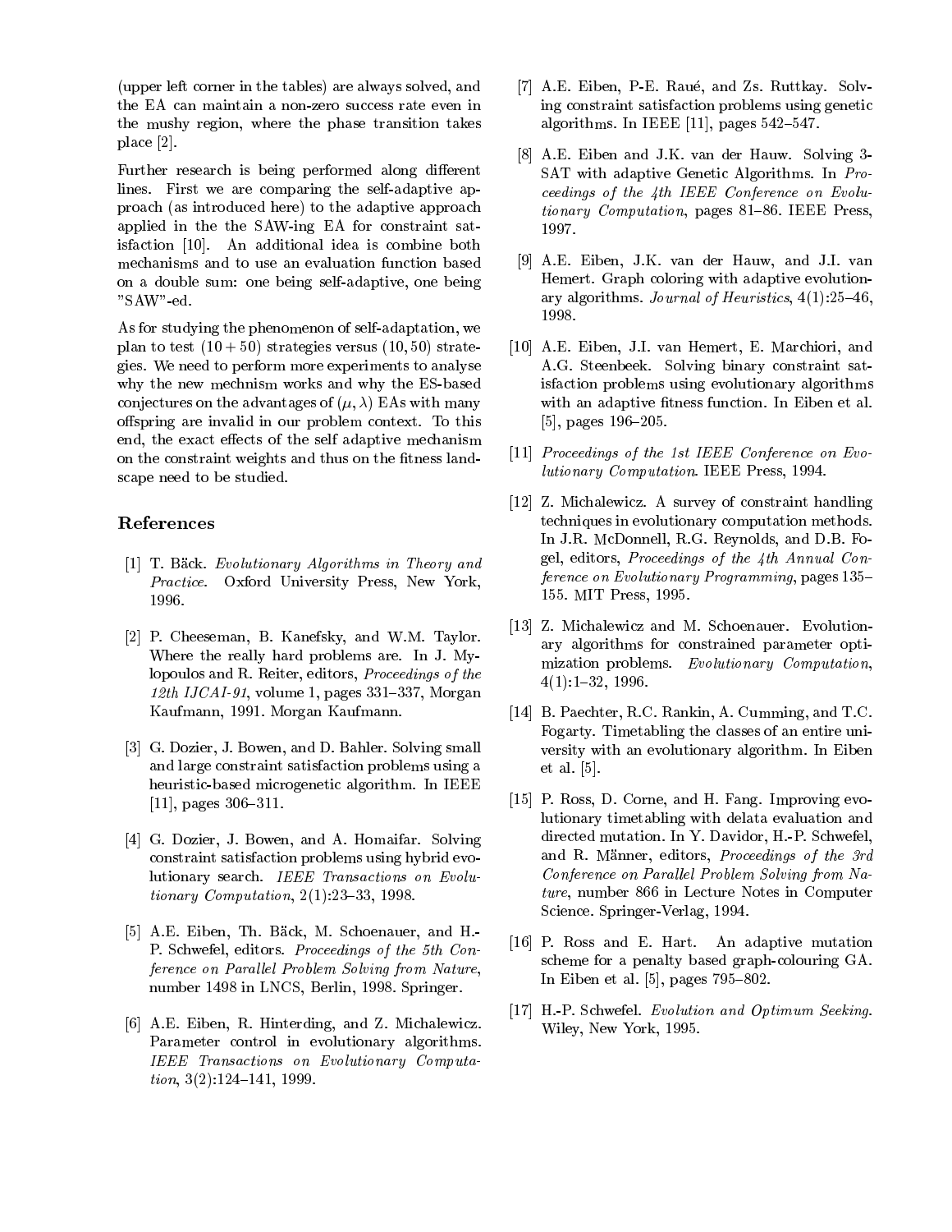(upper left corner in the tables) are always solved, and the EA can maintain a non-zero success rate even in the mushy region, where the phase transition takes place [2].

Further research is being performed along different lines. First we are comparing the self-adaptive approach (as introduced here) to the adaptive approach applied in the the SAW-ing EA for constraint satisfaction [10]. An additional idea is combine both mechanisms and to use an evaluation function based on a double sum: one being self-adaptive, one being "SAW"-ed.

As for studying the phenomenon of self-adaptation, we plan to test $(10 + 50)$ strategies versus $(10, 50)$ strategies. We need to perform more experiments to analyse why the new mechnism works and why the ES-based conjectures on the advantages of $(\mu, \lambda)$ EAs with many offspring are invalid in our problem context. To this end, the exact effects of the self adaptive mechanism on the constraint weights and thus on the fitness landscape need to be studied.

## References

[1] T. Bäck. *Evolutionary Algorithms in Theory and Practice*. Oxford University Press, New York, 1996.

[2] P. Cheeseman, B. Kanefsky, and W.M. Taylor. Where the really hard problems are. In J. Mylopoulos and R. Reiter, editors, *Proceedings of the 12th IJCAI-91*, volume 1, pages 331–337, Morgan Kaufmann, 1991. Morgan Kaufmann.

[3] G. Dozier, J. Bowen, and D. Bahler. Solving small and large constraint satisfaction problems using a heuristic-based microgenetic algorithm. In IEEE [11], pages 306–311.

[4] G. Dozier, J. Bowen, and A. Homaifar. Solving constraint satisfaction problems using hybrid evolutionary search. *IEEE Transactions on Evolutionary Computation*, 2(1):23–33, 1998.

[5] A.E. Eiben, Th. Bäck, M. Schoenauer, and H.-P. Schwefel, editors. *Proceedings of the 5th Conference on Parallel Problem Solving from Nature*, number 1498 in LNCS, Berlin, 1998. Springer.

[6] A.E. Eiben, R. Hinterding, and Z. Michalewicz. Parameter control in evolutionary algorithms. *IEEE Transactions on Evolutionary Computation*, 3(2):124–141, 1999.

[7] A.E. Eiben, P-E. Raué, and Zs. Ruttkay. Solving constraint satisfaction problems using genetic algorithms. In IEEE [11], pages 542–547.

[8] A.E. Eiben and J.K. van der Hauw. Solving 3-SAT with adaptive Genetic Algorithms. In *Proceedings of the 4th IEEE Conference on Evolutionary Computation*, pages 81–86. IEEE Press, 1997.

[9] A.E. Eiben, J.K. van der Hauw, and J.I. van Hemert. Graph coloring with adaptive evolutionary algorithms. *Journal of Heuristics*, 4(1):25–46, 1998.

[10] A.E. Eiben, J.I. van Hemert, E. Marchiori, and A.G. Steenbeek. Solving binary constraint satisfaction problems using evolutionary algorithms with an adaptive fitness function. In Eiben et al. [5], pages 196–205.

[11] *Proceedings of the 1st IEEE Conference on Evolutionary Computation*. IEEE Press, 1994.

[12] Z. Michalewicz. A survey of constraint handling techniques in evolutionary computation methods. In J.R. McDonnell, R.G. Reynolds, and D.B. Fogel, editors, *Proceedings of the 4th Annual Conference on Evolutionary Programming*, pages 135–155. MIT Press, 1995.

[13] Z. Michalewicz and M. Schoenauer. Evolutionary algorithms for constrained parameter optimization problems. *Evolutionary Computation*, 4(1):1–32, 1996.

[14] B. Paechter, R.C. Rankin, A. Cumming, and T.C. Fogarty. Timetabling the classes of an entire university with an evolutionary algorithm. In Eiben et al. [5].

[15] P. Ross, D. Corne, and H. Fang. Improving evolutionary timetabling with delata evaluation and directed mutation. In Y. Davidor, H.-P. Schwefel, and R. Männer, editors, *Proceedings of the 3rd Conference on Parallel Problem Solving from Nature*, number 866 in Lecture Notes in Computer Science. Springer-Verlag, 1994.

[16] P. Ross and E. Hart. An adaptive mutation scheme for a penalty based graph-colouring GA. In Eiben et al. [5], pages 795–802.

[17] H.-P. Schwefel. *Evolution and Optimum Seeking*. Wiley, New York, 1995.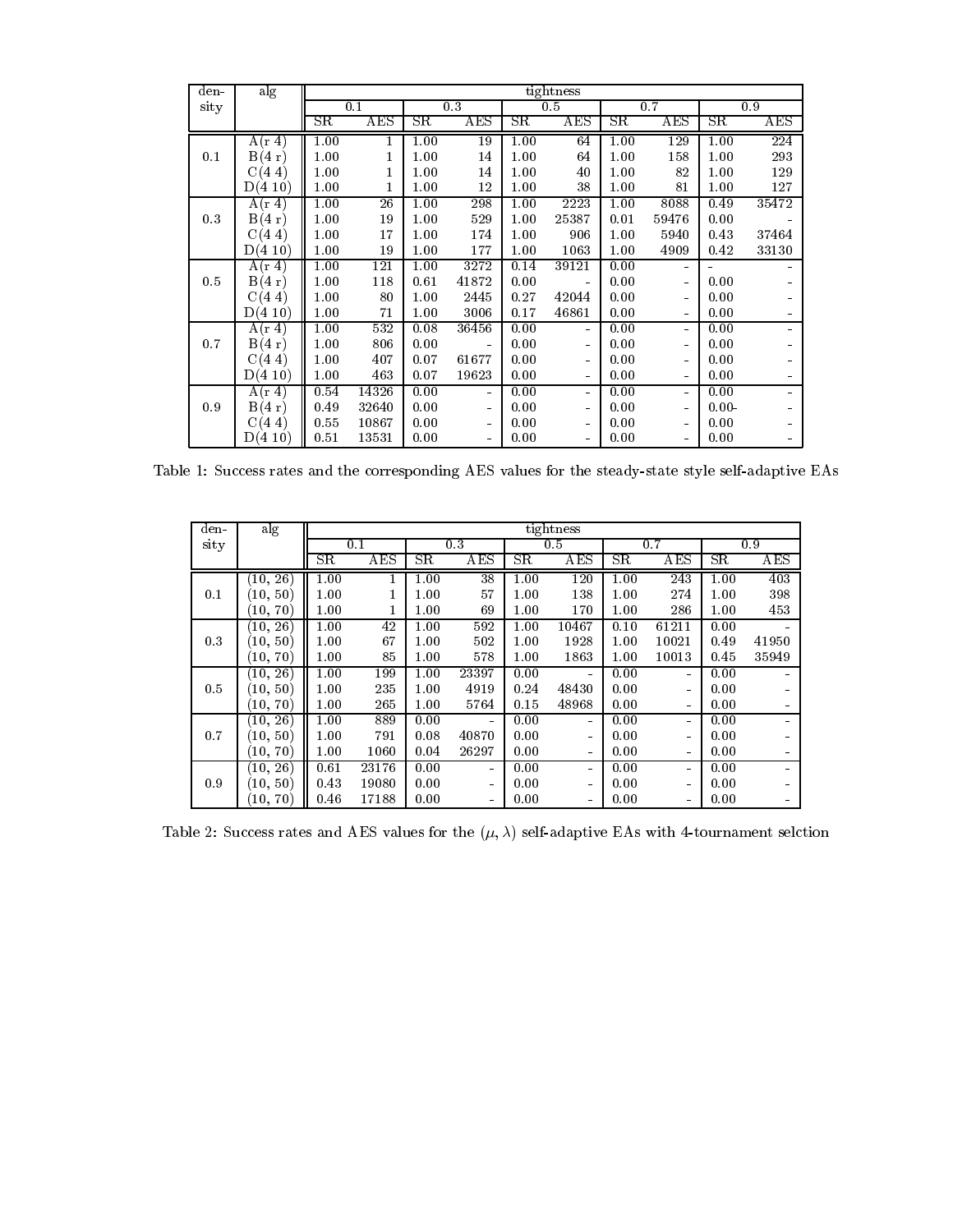| den-sity | alg | tightness | | | | | | | | | |
|---|---|---|---|---|---|---|---|---|---|---|---|
| | | 0.1 | | 0.3 | | 0.5 | | 0.7 | | 0.9 | |
| | | SR | AES | SR | AES | SR | AES | SR | AES | SR | AES |
| 0.1 | A(r 4) | 1.00 | 1 | 1.00 | 19 | 1.00 | 64 | 1.00 | 129 | 1.00 | 224 |
| | B(4 r) | 1.00 | 1 | 1.00 | 14 | 1.00 | 64 | 1.00 | 158 | 1.00 | 293 |
| | C(4 4) | 1.00 | 1 | 1.00 | 14 | 1.00 | 40 | 1.00 | 82 | 1.00 | 129 |
| | D(4 10) | 1.00 | 1 | 1.00 | 12 | 1.00 | 38 | 1.00 | 81 | 1.00 | 127 |
| 0.3 | A(r 4) | 1.00 | 26 | 1.00 | 298 | 1.00 | 2223 | 1.00 | 8088 | 0.49 | 35472 |
| | B(4 r) | 1.00 | 19 | 1.00 | 529 | 1.00 | 25387 | 0.01 | 59476 | 0.00 | - |
| | C(4 4) | 1.00 | 17 | 1.00 | 174 | 1.00 | 906 | 1.00 | 5940 | 0.43 | 37464 |
| | D(4 10) | 1.00 | 19 | 1.00 | 177 | 1.00 | 1063 | 1.00 | 4909 | 0.42 | 33130 |
| 0.5 | A(r 4) | 1.00 | 121 | 1.00 | 3272 | 0.14 | 39121 | 0.00 | - | - | - |
| | B(4 r) | 1.00 | 118 | 0.61 | 41872 | 0.00 | - | 0.00 | - | 0.00 | - |
| | C(4 4) | 1.00 | 80 | 1.00 | 2445 | 0.27 | 42044 | 0.00 | - | 0.00 | - |
| | D(4 10) | 1.00 | 71 | 1.00 | 3006 | 0.17 | 46861 | 0.00 | - | 0.00 | - |
| 0.7 | A(r 4) | 1.00 | 532 | 0.08 | 36456 | 0.00 | - | 0.00 | - | 0.00 | - |
| | B(4 r) | 1.00 | 806 | 0.00 | - | 0.00 | - | 0.00 | - | 0.00 | - |
| | C(4 4) | 1.00 | 407 | 0.07 | 61677 | 0.00 | - | 0.00 | - | 0.00 | - |
| | D(4 10) | 1.00 | 463 | 0.07 | 19623 | 0.00 | - | 0.00 | - | 0.00 | - |
| 0.9 | A(r 4) | 0.54 | 14326 | 0.00 | - | 0.00 | - | 0.00 | - | 0.00 | - |
| | B(4 r) | 0.49 | 32640 | 0.00 | - | 0.00 | - | 0.00 | - | 0.00- | - |
| | C(4 4) | 0.55 | 10867 | 0.00 | - | 0.00 | - | 0.00 | - | 0.00 | - |
| | D(4 10) | 0.51 | 13531 | 0.00 | - | 0.00 | - | 0.00 | - | 0.00 | - |

Table 1: Success rates and the corresponding AES values for the steady-state style self-adaptive EAs

| den-sity | alg | tightness | | | | | | | | | |
|---|---|---|---|---|---|---|---|---|---|---|---|
| | | 0.1 | | 0.3 | | 0.5 | | 0.7 | | 0.9 | |
| | | SR | AES | SR | AES | SR | AES | SR | AES | SR | AES |
| 0.1 | (10, 26) | 1.00 | 1 | 1.00 | 38 | 1.00 | 120 | 1.00 | 243 | 1.00 | 403 |
| | (10, 50) | 1.00 | 1 | 1.00 | 57 | 1.00 | 138 | 1.00 | 274 | 1.00 | 398 |
| | (10, 70) | 1.00 | 1 | 1.00 | 69 | 1.00 | 170 | 1.00 | 286 | 1.00 | 453 |
| 0.3 | (10, 26) | 1.00 | 42 | 1.00 | 592 | 1.00 | 10467 | 0.10 | 61211 | 0.00 | - |
| | (10, 50) | 1.00 | 67 | 1.00 | 502 | 1.00 | 1928 | 1.00 | 10021 | 0.49 | 41950 |
| | (10, 70) | 1.00 | 85 | 1.00 | 578 | 1.00 | 1863 | 1.00 | 10013 | 0.45 | 35949 |
| 0.5 | (10, 26) | 1.00 | 199 | 1.00 | 23397 | 0.00 | - | 0.00 | - | 0.00 | - |
| | (10, 50) | 1.00 | 235 | 1.00 | 4919 | 0.24 | 48430 | 0.00 | - | 0.00 | - |
| | (10, 70) | 1.00 | 265 | 1.00 | 5764 | 0.15 | 48968 | 0.00 | - | 0.00 | - |
| 0.7 | (10, 26) | 1.00 | 889 | 0.00 | - | 0.00 | - | 0.00 | - | 0.00 | - |
| | (10, 50) | 1.00 | 791 | 0.08 | 40870 | 0.00 | - | 0.00 | - | 0.00 | - |
| | (10, 70) | 1.00 | 1060 | 0.04 | 26297 | 0.00 | - | 0.00 | - | 0.00 | - |
| 0.9 | (10, 26) | 0.61 | 23176 | 0.00 | - | 0.00 | - | 0.00 | - | 0.00 | - |
| | (10, 50) | 0.43 | 19080 | 0.00 | - | 0.00 | - | 0.00 | - | 0.00 | - |
| | (10, 70) | 0.46 | 17188 | 0.00 | - | 0.00 | - | 0.00 | - | 0.00 | - |

Table 2: Success rates and AES values for the $(\mu, \lambda)$ self-adaptive EAs with 4-tournament selction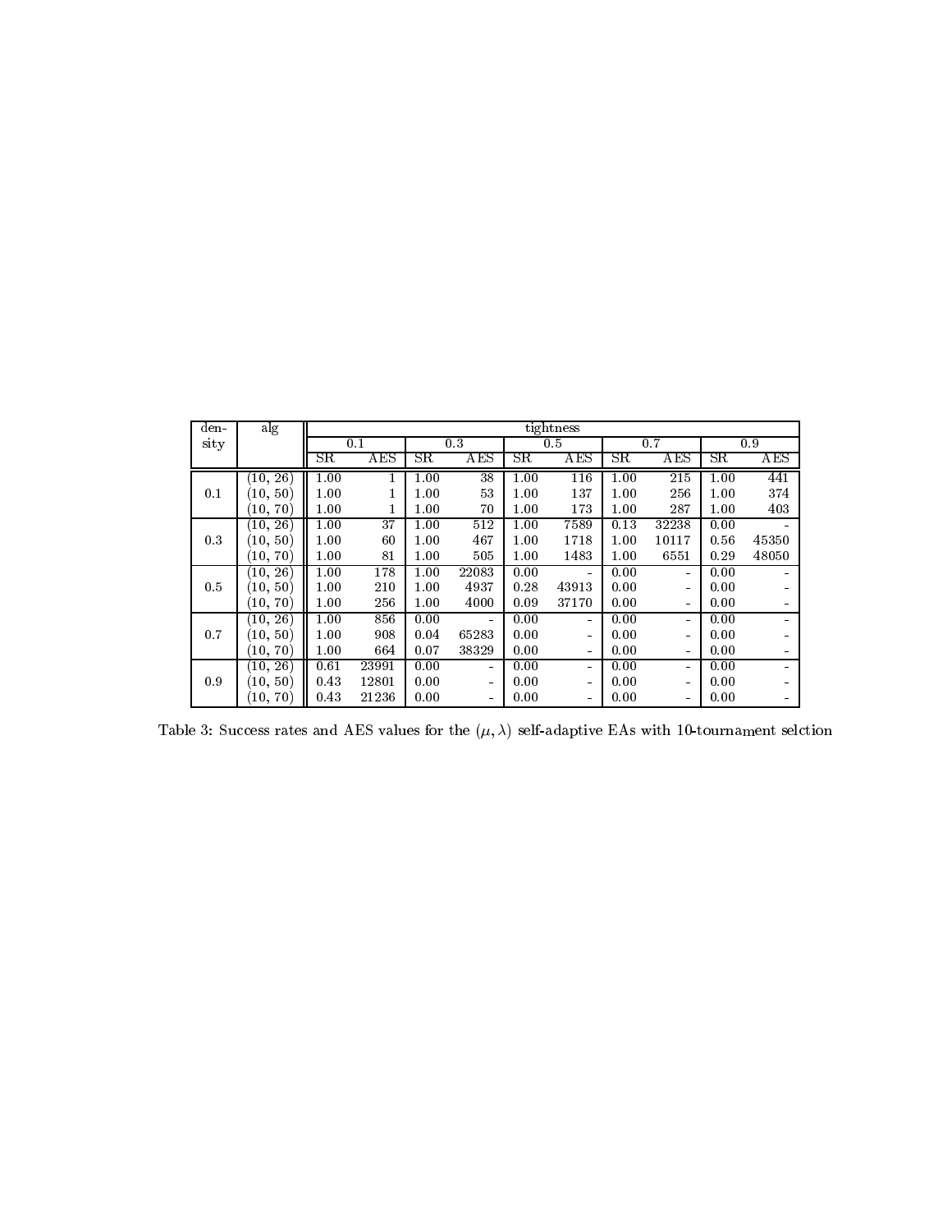| density | alg | tightness | | | | | | | | | |
|---|---|---|---|---|---|---|---|---|---|---|---|
| | | 0.1 | | 0.3 | | 0.5 | | 0.7 | | 0.9 | |
| | | SR | AES | SR | AES | SR | AES | SR | AES | SR | AES |
| 0.1 | (10, 26) | 1.00 | 1 | 1.00 | 38 | 1.00 | 116 | 1.00 | 215 | 1.00 | 441 |
| | (10, 50) | 1.00 | 1 | 1.00 | 53 | 1.00 | 137 | 1.00 | 256 | 1.00 | 374 |
| | (10, 70) | 1.00 | 1 | 1.00 | 70 | 1.00 | 173 | 1.00 | 287 | 1.00 | 403 |
| 0.3 | (10, 26) | 1.00 | 37 | 1.00 | 512 | 1.00 | 7589 | 0.13 | 32238 | 0.00 | - |
| | (10, 50) | 1.00 | 60 | 1.00 | 467 | 1.00 | 1718 | 1.00 | 10117 | 0.56 | 45350 |
| | (10, 70) | 1.00 | 81 | 1.00 | 505 | 1.00 | 1483 | 1.00 | 6551 | 0.29 | 48050 |
| 0.5 | (10, 26) | 1.00 | 178 | 1.00 | 22083 | 0.00 | - | 0.00 | - | 0.00 | - |
| | (10, 50) | 1.00 | 210 | 1.00 | 4937 | 0.28 | 43913 | 0.00 | - | 0.00 | - |
| | (10, 70) | 1.00 | 256 | 1.00 | 4000 | 0.09 | 37170 | 0.00 | - | 0.00 | - |
| 0.7 | (10, 26) | 1.00 | 856 | 0.00 | - | 0.00 | - | 0.00 | - | 0.00 | - |
| | (10, 50) | 1.00 | 908 | 0.04 | 65283 | 0.00 | - | 0.00 | - | 0.00 | - |
| | (10, 70) | 1.00 | 664 | 0.07 | 38329 | 0.00 | - | 0.00 | - | 0.00 | - |
| 0.9 | (10, 26) | 0.61 | 23991 | 0.00 | - | 0.00 | - | 0.00 | - | 0.00 | - |
| | (10, 50) | 0.43 | 12801 | 0.00 | - | 0.00 | - | 0.00 | - | 0.00 | - |
| | (10, 70) | 0.43 | 21236 | 0.00 | - | 0.00 | - | 0.00 | - | 0.00 | - |

Table 3: Success rates and AES values for the $(\mu, \lambda)$ self-adaptive EAs with 10-tournament selction